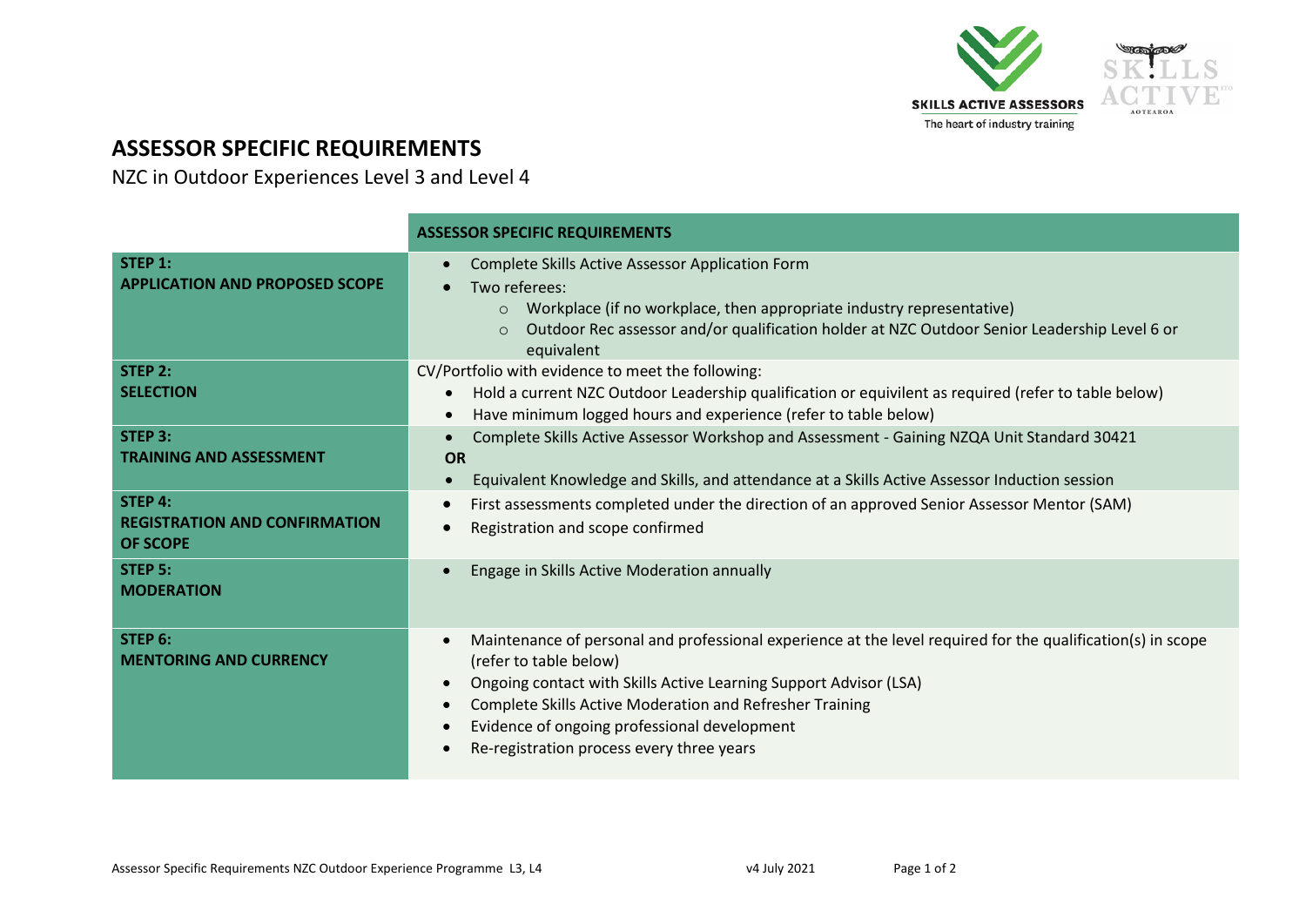# ASSESSOR SPECIFIC REQUIREMENTS

NZC in Outdoor Experiences Level 3 and Level 4

| | ASSESSOR SPECIFIC REQUIREMENTS |
|---|---|
| **STEP 1:**<br>**APPLICATION AND PROPOSED SCOPE** | • Complete Skills Active Assessor Application Form<br>• Two referees:<br>  ○ Workplace (if no workplace, then appropriate industry representative)<br>  ○ Outdoor Rec assessor and/or qualification holder at NZC Outdoor Senior Leadership Level 6 or equivalent |
| **STEP 2:**<br>**SELECTION** | CV/Portfolio with evidence to meet the following:<br>• Hold a current NZC Outdoor Leadership qualification or equivilent as required (refer to table below)<br>• Have minimum logged hours and experience (refer to table below) |
| **STEP 3:**<br>**TRAINING AND ASSESSMENT** | • Complete Skills Active Assessor Workshop and Assessment - Gaining NZQA Unit Standard 30421<br>**OR**<br>• Equivalent Knowledge and Skills, and attendance at a Skills Active Assessor Induction session |
| **STEP 4:**<br>**REGISTRATION AND CONFIRMATION OF SCOPE** | • First assessments completed under the direction of an approved Senior Assessor Mentor (SAM)<br>• Registration and scope confirmed |
| **STEP 5:**<br>**MODERATION** | • Engage in Skills Active Moderation annually |
| **STEP 6:**<br>**MENTORING AND CURRENCY** | • Maintenance of personal and professional experience at the level required for the qualification(s) in scope (refer to table below)<br>• Ongoing contact with Skills Active Learning Support Advisor (LSA)<br>• Complete Skills Active Moderation and Refresher Training<br>• Evidence of ongoing professional development<br>• Re-registration process every three years |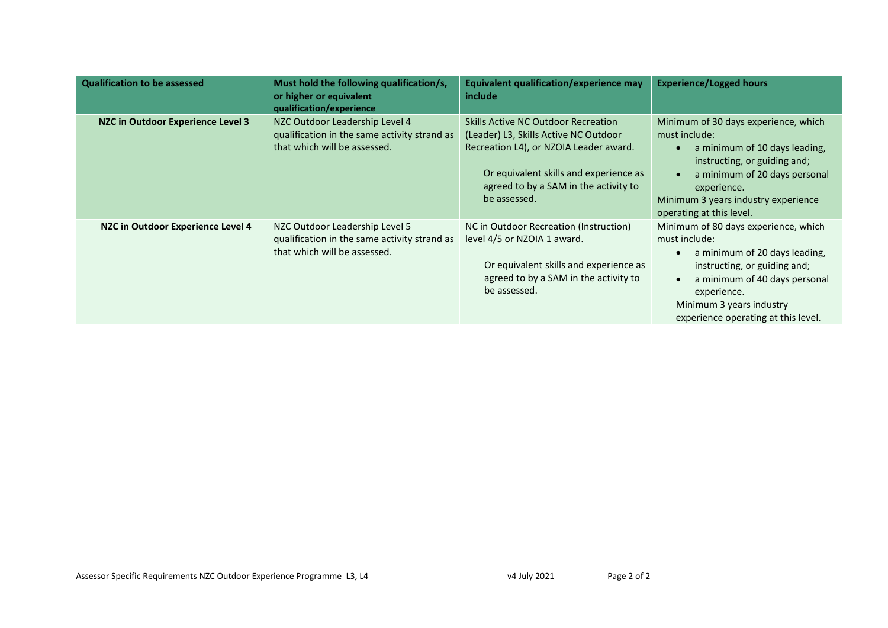| Qualification to be assessed | Must hold the following qualification/s, or higher or equivalent qualification/experience | Equivalent qualification/experience may include | Experience/Logged hours |
|---|---|---|---|
| **NZC in Outdoor Experience Level 3** | NZC Outdoor Leadership Level 4 qualification in the same activity strand as that which will be assessed. | Skills Active NC Outdoor Recreation (Leader) L3, Skills Active NC Outdoor Recreation L4), or NZOIA Leader award.<br><br>Or equivalent skills and experience as agreed to by a SAM in the activity to be assessed. | Minimum of 30 days experience, which must include:<br>• a minimum of 10 days leading, instructing, or guiding and;<br>• a minimum of 20 days personal experience.<br>Minimum 3 years industry experience operating at this level. |
| **NZC in Outdoor Experience Level 4** | NZC Outdoor Leadership Level 5 qualification in the same activity strand as that which will be assessed. | NC in Outdoor Recreation (Instruction) level 4/5 or NZOIA 1 award.<br><br>Or equivalent skills and experience as agreed to by a SAM in the activity to be assessed. | Minimum of 80 days experience, which must include:<br>• a minimum of 20 days leading, instructing, or guiding and;<br>• a minimum of 40 days personal experience.<br>Minimum 3 years industry experience operating at this level. |